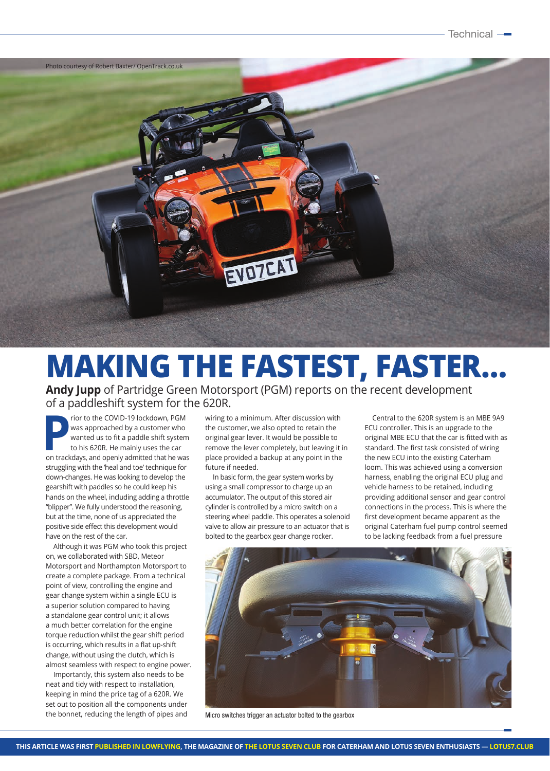Photo courtesy of Robert Baxter/ OpenTrack.co.uk

# MAKING THE FASTEST, FASTER...

**Andy Jupp** of Partridge Green Motorsport (PGM) reports on the recent development of a paddleshift system for the 620R.

Prior to the COVID-19 lockdown, PGM was approached by a customer who wanted us to fit a paddle shift system to his 620R. He mainly uses the car on trackdays, and openly admitted that he was struggling with the 'heal and toe' technique for down-changes. He was looking to develop the gearshift with paddles so he could keep his hands on the wheel, including adding a throttle "blipper". We fully understood the reasoning, but at the time, none of us appreciated the positive side effect this development would have on the rest of the car.

Although it was PGM who took this project on, we collaborated with SBD, Meteor Motorsport and Northampton Motorsport to create a complete package. From a technical point of view, controlling the engine and gear change system within a single ECU is a superior solution compared to having a standalone gear control unit; it allows a much better correlation for the engine torque reduction whilst the gear shift period is occurring, which results in a flat up-shift change, without using the clutch, which is almost seamless with respect to engine power.

Importantly, this system also needs to be neat and tidy with respect to installation, keeping in mind the price tag of a 620R. We set out to position all the components under the bonnet, reducing the length of pipes and wiring to a minimum. After discussion with the customer, we also opted to retain the original gear lever. It would be possible to remove the lever completely, but leaving it in place provided a backup at any point in the future if needed.

In basic form, the gear system works by using a small compressor to charge up an accumulator. The output of this stored air cylinder is controlled by a micro switch on a steering wheel paddle. This operates a solenoid valve to allow air pressure to an actuator that is bolted to the gearbox gear change rocker.

Central to the 620R system is an MBE 9A9 ECU controller. This is an upgrade to the original MBE ECU that the car is fitted with as standard. The first task consisted of wiring the new ECU into the existing Caterham loom. This was achieved using a conversion harness, enabling the original ECU plug and vehicle harness to be retained, including providing additional sensor and gear control connections in the process. This is where the first development became apparent as the original Caterham fuel pump control seemed to be lacking feedback from a fuel pressure

Micro switches trigger an actuator bolted to the gearbox

THIS ARTICLE WAS FIRST PUBLISHED IN LOWFLYING, THE MAGAZINE OF THE LOTUS SEVEN CLUB FOR CATERHAM AND LOTUS SEVEN ENTHUSIASTS — LOTUS7.CLUB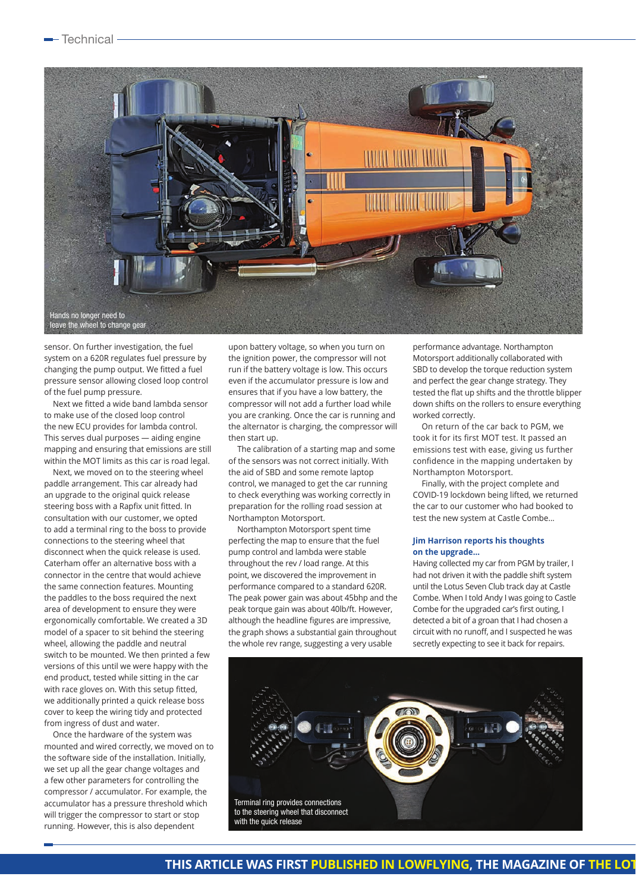Hands no longer need to leave the wheel to change gear

sensor. On further investigation, the fuel system on a 620R regulates fuel pressure by changing the pump output. We fitted a fuel pressure sensor allowing closed loop control of the fuel pump pressure.

Next we fitted a wide band lambda sensor to make use of the closed loop control the new ECU provides for lambda control. This serves dual purposes — aiding engine mapping and ensuring that emissions are still within the MOT limits as this car is road legal.

Next, we moved on to the steering wheel paddle arrangement. This car already had an upgrade to the original quick release steering boss with a Rapfix unit fitted. In consultation with our customer, we opted to add a terminal ring to the boss to provide connections to the steering wheel that disconnect when the quick release is used. Caterham offer an alternative boss with a connector in the centre that would achieve the same connection features. Mounting the paddles to the boss required the next area of development to ensure they were ergonomically comfortable. We created a 3D model of a spacer to sit behind the steering wheel, allowing the paddle and neutral switch to be mounted. We then printed a few versions of this until we were happy with the end product, tested while sitting in the car with race gloves on. With this setup fitted, we additionally printed a quick release boss cover to keep the wiring tidy and protected from ingress of dust and water.

Once the hardware of the system was mounted and wired correctly, we moved on to the software side of the installation. Initially, we set up all the gear change voltages and a few other parameters for controlling the compressor / accumulator. For example, the accumulator has a pressure threshold which will trigger the compressor to start or stop running. However, this is also dependent upon battery voltage, so when you turn on the ignition power, the compressor will not run if the battery voltage is low. This occurs even if the accumulator pressure is low and ensures that if you have a low battery, the compressor will not add a further load while you are cranking. Once the car is running and the alternator is charging, the compressor will then start up.

The calibration of a starting map and some of the sensors was not correct initially. With the aid of SBD and some remote laptop control, we managed to get the car running to check everything was working correctly in preparation for the rolling road session at Northampton Motorsport.

Northampton Motorsport spent time perfecting the map to ensure that the fuel pump control and lambda were stable throughout the rev / load range. At this point, we discovered the improvement in performance compared to a standard 620R. The peak power gain was about 45bhp and the peak torque gain was about 40lb/ft. However, although the headline figures are impressive, the graph shows a substantial gain throughout the whole rev range, suggesting a very usable performance advantage. Northampton Motorsport additionally collaborated with SBD to develop the torque reduction system and perfect the gear change strategy. They tested the flat up shifts and the throttle blipper down shifts on the rollers to ensure everything worked correctly.

On return of the car back to PGM, we took it for its first MOT test. It passed an emissions test with ease, giving us further confidence in the mapping undertaken by Northampton Motorsport.

Finally, with the project complete and COVID-19 lockdown being lifted, we returned the car to our customer who had booked to test the new system at Castle Combe…

### Jim Harrison reports his thoughts on the upgrade…

Having collected my car from PGM by trailer, I had not driven it with the paddle shift system until the Lotus Seven Club track day at Castle Combe. When I told Andy I was going to Castle Combe for the upgraded car's first outing, I detected a bit of a groan that I had chosen a circuit with no runoff, and I suspected he was secretly expecting to see it back for repairs.

Terminal ring provides connections to the steering wheel that disconnect with the quick release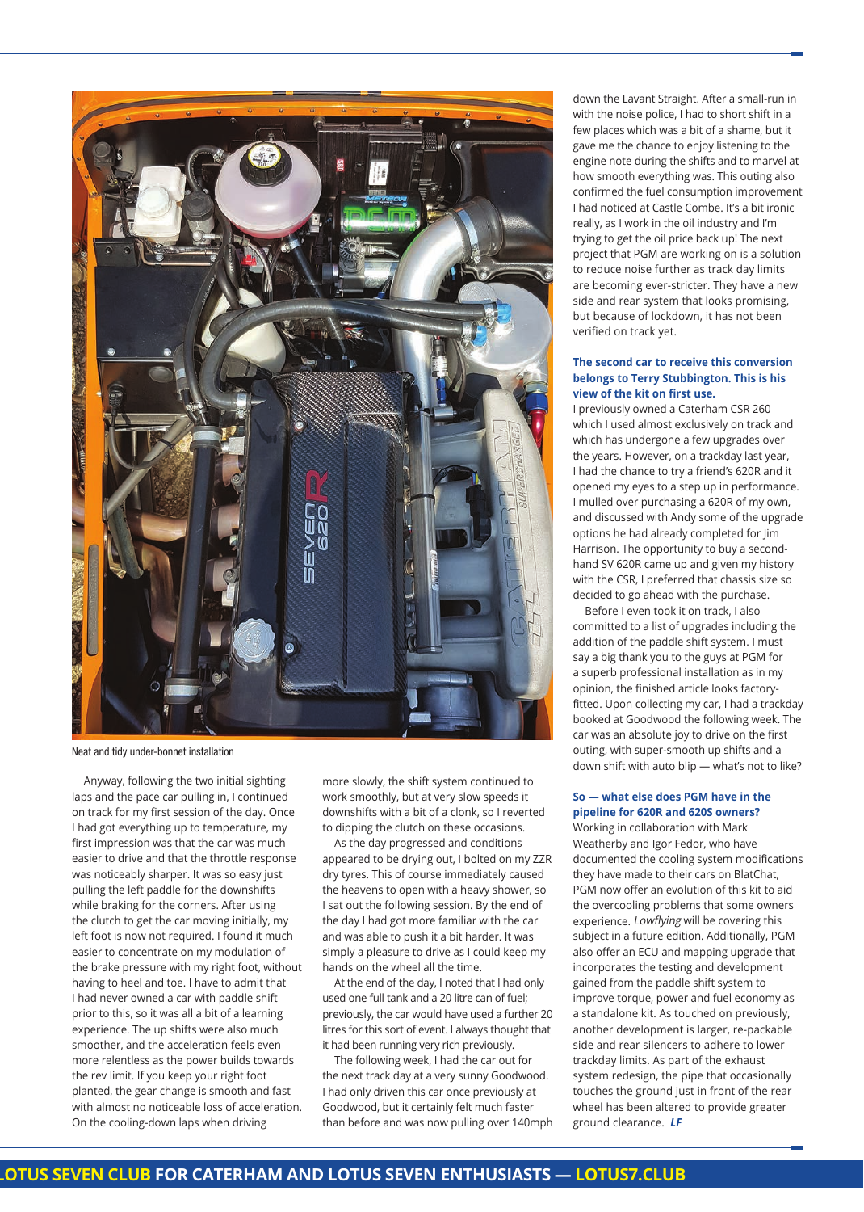Neat and tidy under-bonnet installation

Anyway, following the two initial sighting laps and the pace car pulling in, I continued on track for my first session of the day. Once I had got everything up to temperature, my first impression was that the car was much easier to drive and that the throttle response was noticeably sharper. It was so easy just pulling the left paddle for the downshifts while braking for the corners. After using the clutch to get the car moving initially, my left foot is now not required. I found it much easier to concentrate on my modulation of the brake pressure with my right foot, without having to heel and toe. I have to admit that I had never owned a car with paddle shift prior to this, so it was all a bit of a learning experience. The up shifts were also much smoother, and the acceleration feels even more relentless as the power builds towards the rev limit. If you keep your right foot planted, the gear change is smooth and fast with almost no noticeable loss of acceleration. On the cooling-down laps when driving more slowly, the shift system continued to work smoothly, but at very slow speeds it downshifts with a bit of a clonk, so I reverted to dipping the clutch on these occasions.

As the day progressed and conditions appeared to be drying out, I bolted on my ZZR dry tyres. This of course immediately caused the heavens to open with a heavy shower, so I sat out the following session. By the end of the day I had got more familiar with the car and was able to push it a bit harder. It was simply a pleasure to drive as I could keep my hands on the wheel all the time.

At the end of the day, I noted that I had only used one full tank and a 20 litre can of fuel; previously, the car would have used a further 20 litres for this sort of event. I always thought that it had been running very rich previously.

The following week, I had the car out for the next track day at a very sunny Goodwood. I had only driven this car once previously at Goodwood, but it certainly felt much faster than before and was now pulling over 140mph down the Lavant Straight. After a small-run in with the noise police, I had to short shift in a few places which was a bit of a shame, but it gave me the chance to enjoy listening to the engine note during the shifts and to marvel at how smooth everything was. This outing also confirmed the fuel consumption improvement I had noticed at Castle Combe. It's a bit ironic really, as I work in the oil industry and I'm trying to get the oil price back up! The next project that PGM are working on is a solution to reduce noise further as track day limits are becoming ever-stricter. They have a new side and rear system that looks promising, but because of lockdown, it has not been verified on track yet.

**The second car to receive this conversion belongs to Terry Stubbington. This is his view of the kit on first use.**

I previously owned a Caterham CSR 260 which I used almost exclusively on track and which has undergone a few upgrades over the years. However, on a trackday last year, I had the chance to try a friend's 620R and it opened my eyes to a step up in performance. I mulled over purchasing a 620R of my own, and discussed with Andy some of the upgrade options he had already completed for Jim Harrison. The opportunity to buy a second-hand SV 620R came up and given my history with the CSR, I preferred that chassis size so decided to go ahead with the purchase.

Before I even took it on track, I also committed to a list of upgrades including the addition of the paddle shift system. I must say a big thank you to the guys at PGM for a superb professional installation as in my opinion, the finished article looks factory-fitted. Upon collecting my car, I had a trackday booked at Goodwood the following week. The car was an absolute joy to drive on the first outing, with super-smooth up shifts and a down shift with auto blip — what's not to like?

**So — what else does PGM have in the pipeline for 620R and 620S owners?**

Working in collaboration with Mark Weatherby and Igor Fedor, who have documented the cooling system modifications they have made to their cars on BlatChat, PGM now offer an evolution of this kit to aid the overcooling problems that some owners experience. *Lowflying* will be covering this subject in a future edition. Additionally, PGM also offer an ECU and mapping upgrade that incorporates the testing and development gained from the paddle shift system to improve torque, power and fuel economy as a standalone kit. As touched on previously, another development is larger, re-packable side and rear silencers to lower trackday limits. As part of the exhaust system redesign, the pipe that occasionally touches the ground just in front of the rear wheel has been altered to provide greater ground clearance. ***LF***